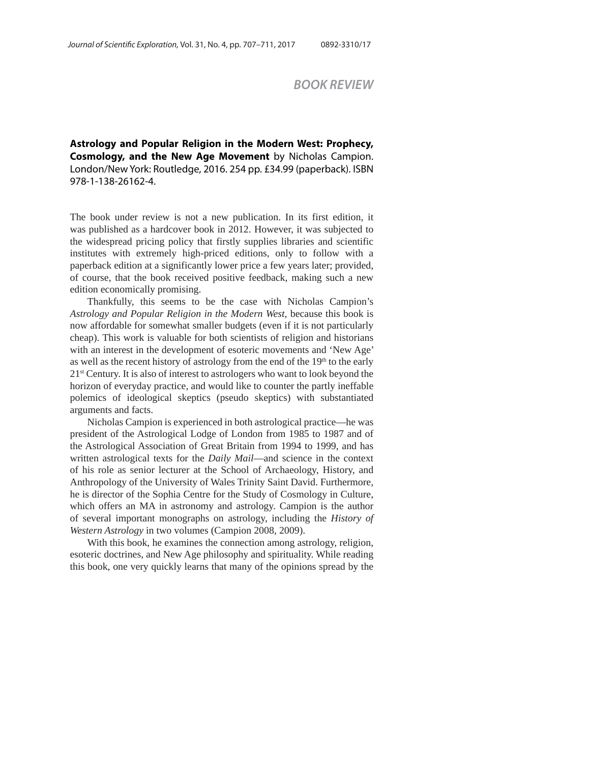## BOOK REVIEW

**Astrology and Popular Religion in the Modern West: Prophecy, Cosmology, and the New Age Movement** by Nicholas Campion. London/New York: Routledge, 2016. 254 pp. £34.99 (paperback). ISBN 978-1-138-26162-4.

The book under review is not a new publication. In its first edition, it was published as a hardcover book in 2012. However, it was subjected to the widespread pricing policy that firstly supplies libraries and scientific institutes with extremely high-priced editions, only to follow with a paperback edition at a significantly lower price a few years later; provided, of course, that the book received positive feedback, making such a new edition economically promising.

Thankfully, this seems to be the case with Nicholas Campion's *Astrology and Popular Religion in the Modern West*, because this book is now affordable for somewhat smaller budgets (even if it is not particularly cheap). This work is valuable for both scientists of religion and historians with an interest in the development of esoteric movements and 'New Age' as well as the recent history of astrology from the end of the 19th to the early 21st Century. It is also of interest to astrologers who want to look beyond the horizon of everyday practice, and would like to counter the partly ineffable polemics of ideological skeptics (pseudo skeptics) with substantiated arguments and facts.

Nicholas Campion is experienced in both astrological practice—he was president of the Astrological Lodge of London from 1985 to 1987 and of the Astrological Association of Great Britain from 1994 to 1999, and has written astrological texts for the *Daily Mail*—and science in the context of his role as senior lecturer at the School of Archaeology, History, and Anthropology of the University of Wales Trinity Saint David. Furthermore, he is director of the Sophia Centre for the Study of Cosmology in Culture, which offers an MA in astronomy and astrology. Campion is the author of several important monographs on astrology, including the *History of Western Astrology* in two volumes (Campion 2008, 2009).

With this book, he examines the connection among astrology, religion, esoteric doctrines, and New Age philosophy and spirituality. While reading this book, one very quickly learns that many of the opinions spread by the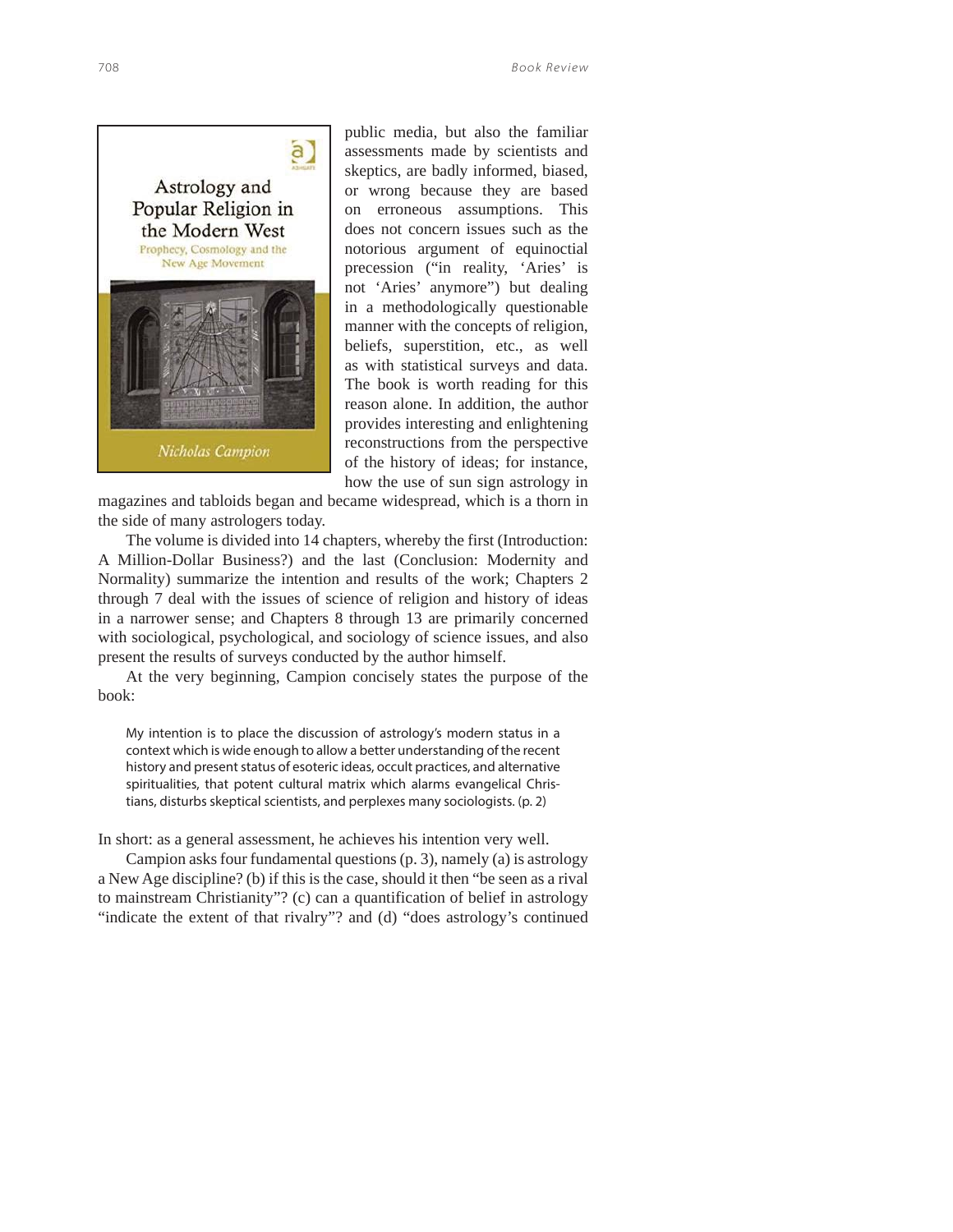public media, but also the familiar assessments made by scientists and skeptics, are badly informed, biased, or wrong because they are based on erroneous assumptions. This does not concern issues such as the notorious argument of equinoctial precession ("in reality, 'Aries' is not 'Aries' anymore") but dealing in a methodologically questionable manner with the concepts of religion, beliefs, superstition, etc., as well as with statistical surveys and data. The book is worth reading for this reason alone. In addition, the author provides interesting and enlightening reconstructions from the perspective of the history of ideas; for instance, how the use of sun sign astrology in magazines and tabloids began and became widespread, which is a thorn in the side of many astrologers today.

The volume is divided into 14 chapters, whereby the first (Introduction: A Million-Dollar Business?) and the last (Conclusion: Modernity and Normality) summarize the intention and results of the work; Chapters 2 through 7 deal with the issues of science of religion and history of ideas in a narrower sense; and Chapters 8 through 13 are primarily concerned with sociological, psychological, and sociology of science issues, and also present the results of surveys conducted by the author himself.

At the very beginning, Campion concisely states the purpose of the book:

> My intention is to place the discussion of astrology's modern status in a context which is wide enough to allow a better understanding of the recent history and present status of esoteric ideas, occult practices, and alternative spiritualities, that potent cultural matrix which alarms evangelical Christians, disturbs skeptical scientists, and perplexes many sociologists. (p. 2)

In short: as a general assessment, he achieves his intention very well.

Campion asks four fundamental questions (p. 3), namely (a) is astrology a New Age discipline? (b) if this is the case, should it then "be seen as a rival to mainstream Christianity"? (c) can a quantification of belief in astrology "indicate the extent of that rivalry"? and (d) "does astrology's continued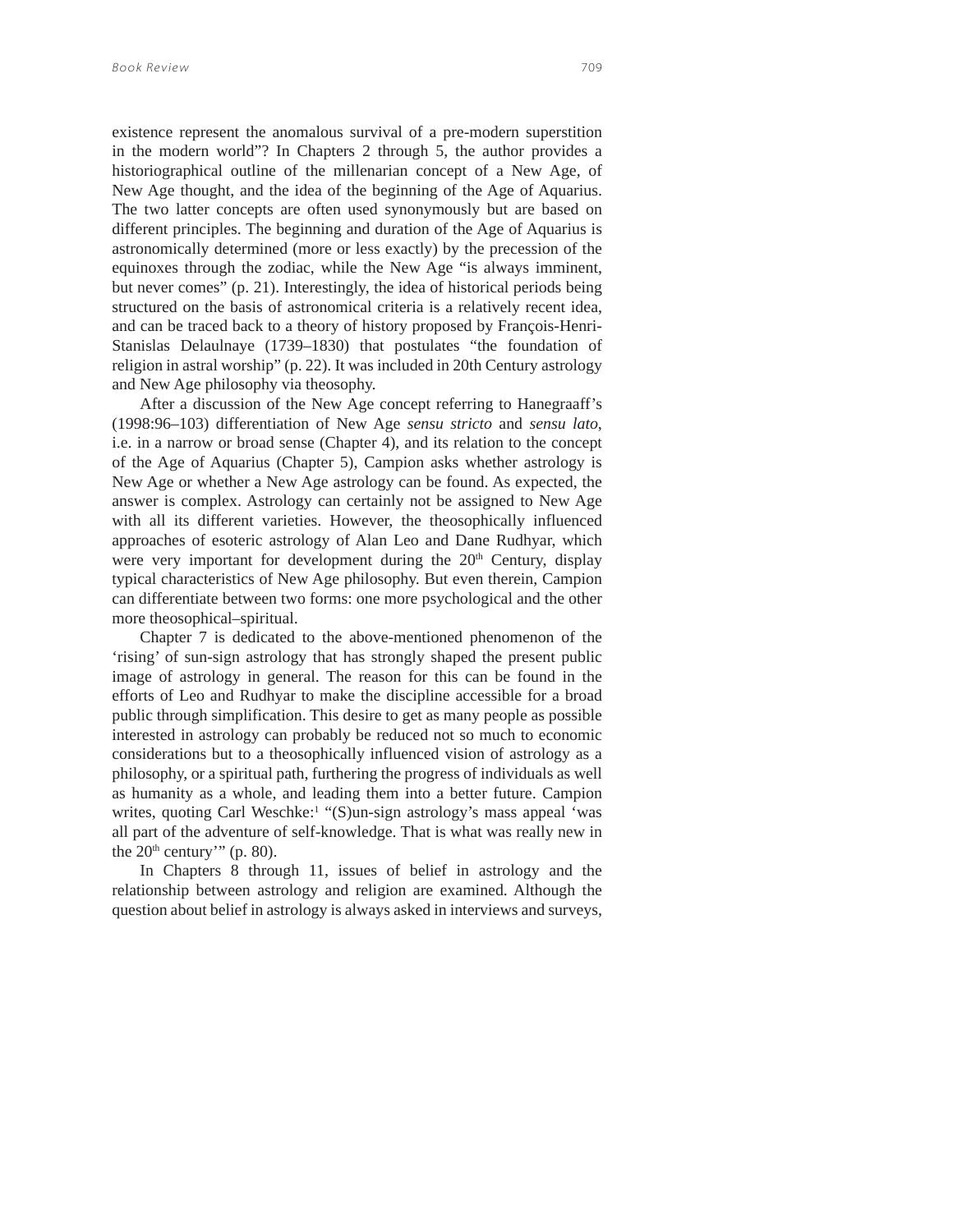existence represent the anomalous survival of a pre-modern superstition in the modern world"? In Chapters 2 through 5, the author provides a historiographical outline of the millenarian concept of a New Age, of New Age thought, and the idea of the beginning of the Age of Aquarius. The two latter concepts are often used synonymously but are based on different principles. The beginning and duration of the Age of Aquarius is astronomically determined (more or less exactly) by the precession of the equinoxes through the zodiac, while the New Age "is always imminent, but never comes" (p. 21). Interestingly, the idea of historical periods being structured on the basis of astronomical criteria is a relatively recent idea, and can be traced back to a theory of history proposed by François-Henri-Stanislas Delaulnaye (1739–1830) that postulates "the foundation of religion in astral worship" (p. 22). It was included in 20th Century astrology and New Age philosophy via theosophy.

After a discussion of the New Age concept referring to Hanegraaff's (1998:96–103) differentiation of New Age *sensu stricto* and *sensu lato*, i.e. in a narrow or broad sense (Chapter 4), and its relation to the concept of the Age of Aquarius (Chapter 5), Campion asks whether astrology is New Age or whether a New Age astrology can be found. As expected, the answer is complex. Astrology can certainly not be assigned to New Age with all its different varieties. However, the theosophically influenced approaches of esoteric astrology of Alan Leo and Dane Rudhyar, which were very important for development during the 20th Century, display typical characteristics of New Age philosophy. But even therein, Campion can differentiate between two forms: one more psychological and the other more theosophical–spiritual.

Chapter 7 is dedicated to the above-mentioned phenomenon of the 'rising' of sun-sign astrology that has strongly shaped the present public image of astrology in general. The reason for this can be found in the efforts of Leo and Rudhyar to make the discipline accessible for a broad public through simplification. This desire to get as many people as possible interested in astrology can probably be reduced not so much to economic considerations but to a theosophically influenced vision of astrology as a philosophy, or a spiritual path, furthering the progress of individuals as well as humanity as a whole, and leading them into a better future. Campion writes, quoting Carl Weschke:[1] "(S)un-sign astrology's mass appeal 'was all part of the adventure of self-knowledge. That is what was really new in the 20th century'" (p. 80).

In Chapters 8 through 11, issues of belief in astrology and the relationship between astrology and religion are examined. Although the question about belief in astrology is always asked in interviews and surveys,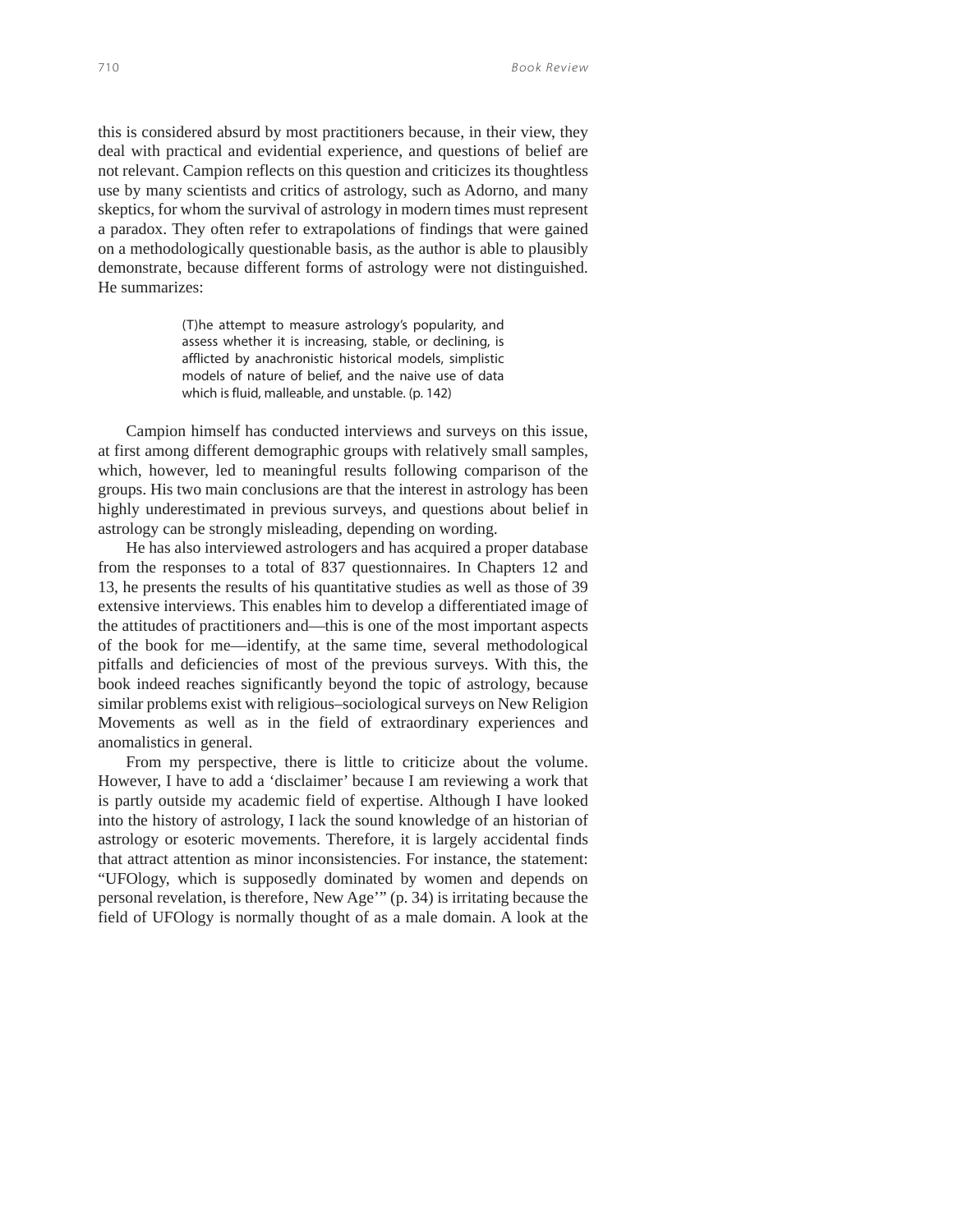this is considered absurd by most practitioners because, in their view, they deal with practical and evidential experience, and questions of belief are not relevant. Campion reflects on this question and criticizes its thoughtless use by many scientists and critics of astrology, such as Adorno, and many skeptics, for whom the survival of astrology in modern times must represent a paradox. They often refer to extrapolations of findings that were gained on a methodologically questionable basis, as the author is able to plausibly demonstrate, because different forms of astrology were not distinguished. He summarizes:

> (T)he attempt to measure astrology's popularity, and assess whether it is increasing, stable, or declining, is afflicted by anachronistic historical models, simplistic models of nature of belief, and the naive use of data which is fluid, malleable, and unstable. (p. 142)

Campion himself has conducted interviews and surveys on this issue, at first among different demographic groups with relatively small samples, which, however, led to meaningful results following comparison of the groups. His two main conclusions are that the interest in astrology has been highly underestimated in previous surveys, and questions about belief in astrology can be strongly misleading, depending on wording.

He has also interviewed astrologers and has acquired a proper database from the responses to a total of 837 questionnaires. In Chapters 12 and 13, he presents the results of his quantitative studies as well as those of 39 extensive interviews. This enables him to develop a differentiated image of the attitudes of practitioners and—this is one of the most important aspects of the book for me—identify, at the same time, several methodological pitfalls and deficiencies of most of the previous surveys. With this, the book indeed reaches significantly beyond the topic of astrology, because similar problems exist with religious–sociological surveys on New Religion Movements as well as in the field of extraordinary experiences and anomalistics in general.

From my perspective, there is little to criticize about the volume. However, I have to add a 'disclaimer' because I am reviewing a work that is partly outside my academic field of expertise. Although I have looked into the history of astrology, I lack the sound knowledge of an historian of astrology or esoteric movements. Therefore, it is largely accidental finds that attract attention as minor inconsistencies. For instance, the statement: "UFOlogy, which is supposedly dominated by women and depends on personal revelation, is therefore, New Age'" (p. 34) is irritating because the field of UFOlogy is normally thought of as a male domain. A look at the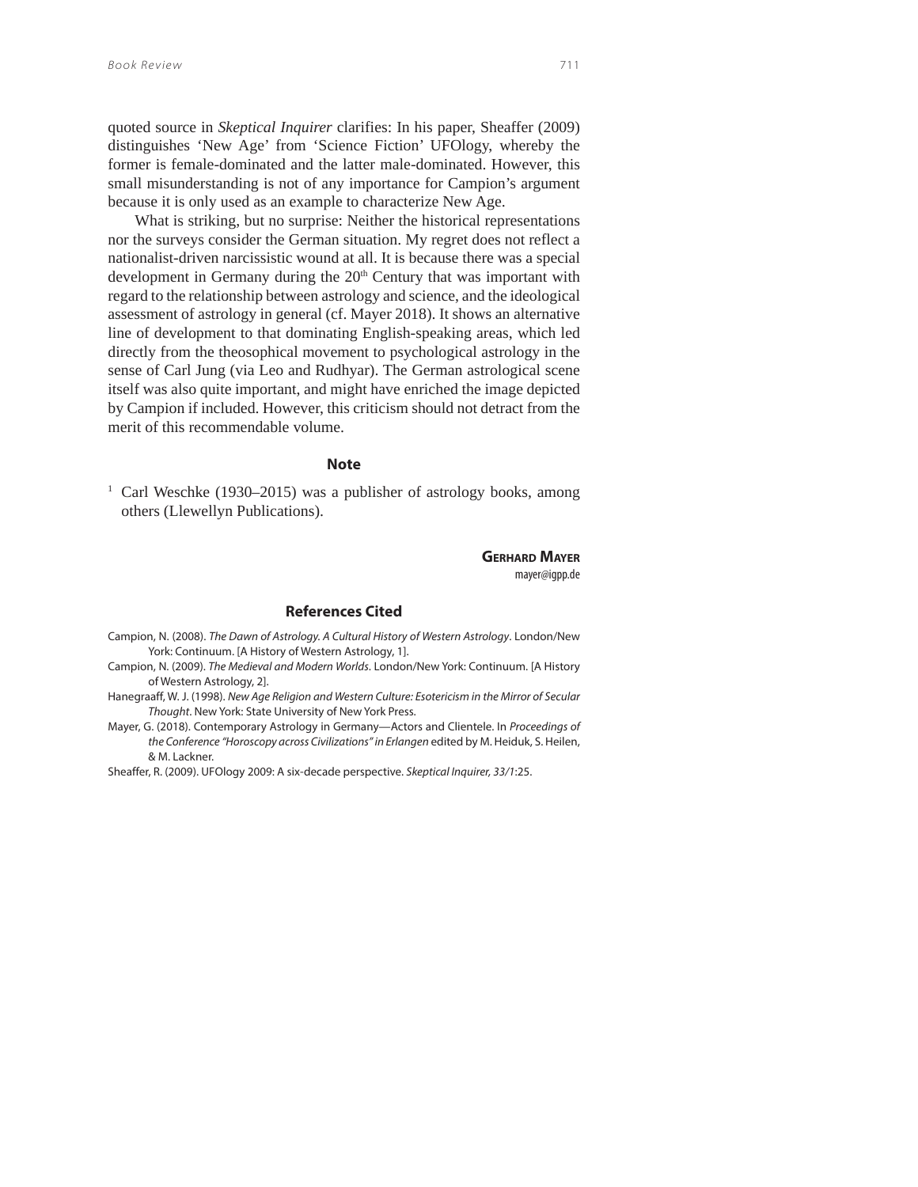quoted source in *Skeptical Inquirer* clarifies: In his paper, Sheaffer (2009) distinguishes 'New Age' from 'Science Fiction' UFOlogy, whereby the former is female-dominated and the latter male-dominated. However, this small misunderstanding is not of any importance for Campion's argument because it is only used as an example to characterize New Age.

What is striking, but no surprise: Neither the historical representations nor the surveys consider the German situation. My regret does not reflect a nationalist-driven narcissistic wound at all. It is because there was a special development in Germany during the 20th Century that was important with regard to the relationship between astrology and science, and the ideological assessment of astrology in general (cf. Mayer 2018). It shows an alternative line of development to that dominating English-speaking areas, which led directly from the theosophical movement to psychological astrology in the sense of Carl Jung (via Leo and Rudhyar). The German astrological scene itself was also quite important, and might have enriched the image depicted by Campion if included. However, this criticism should not detract from the merit of this recommendable volume.

## Note

[1] Carl Weschke (1930–2015) was a publisher of astrology books, among others (Llewellyn Publications).

**Gerhard Mayer**
mayer@igpp.de

## References Cited

Campion, N. (2008). *The Dawn of Astrology. A Cultural History of Western Astrology*. London/New York: Continuum. [A History of Western Astrology, 1].

Campion, N. (2009). *The Medieval and Modern Worlds*. London/New York: Continuum. [A History of Western Astrology, 2].

Hanegraaff, W. J. (1998). *New Age Religion and Western Culture: Esotericism in the Mirror of Secular Thought*. New York: State University of New York Press.

Mayer, G. (2018). Contemporary Astrology in Germany—Actors and Clientele. In *Proceedings of the Conference "Horoscopy across Civilizations" in Erlangen* edited by M. Heiduk, S. Heilen, & M. Lackner.

Sheaffer, R. (2009). UFOlogy 2009: A six-decade perspective. *Skeptical Inquirer, 33/1*:25.